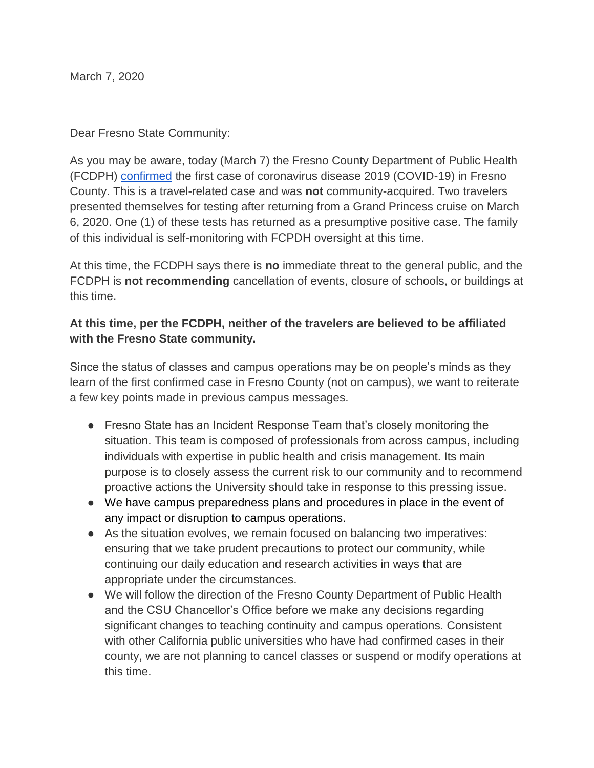March 7, 2020

Dear Fresno State Community:

As you may be aware, today (March 7) the Fresno County Department of Public Health (FCDPH) confirmed the first case of coronavirus disease 2019 (COVID-19) in Fresno County. This is a travel-related case and was **not** community-acquired. Two travelers presented themselves for testing after returning from a Grand Princess cruise on March 6, 2020. One (1) of these tests has returned as a presumptive positive case. The family of this individual is self-monitoring with FCPDH oversight at this time.

At this time, the FCDPH says there is **no** immediate threat to the general public, and the FCDPH is **not recommending** cancellation of events, closure of schools, or buildings at this time.

**At this time, per the FCDPH, neither of the travelers are believed to be affiliated with the Fresno State community.**

Since the status of classes and campus operations may be on people's minds as they learn of the first confirmed case in Fresno County (not on campus), we want to reiterate a few key points made in previous campus messages.

- Fresno State has an Incident Response Team that's closely monitoring the situation. This team is composed of professionals from across campus, including individuals with expertise in public health and crisis management. Its main purpose is to closely assess the current risk to our community and to recommend proactive actions the University should take in response to this pressing issue.
- We have campus preparedness plans and procedures in place in the event of any impact or disruption to campus operations.
- As the situation evolves, we remain focused on balancing two imperatives: ensuring that we take prudent precautions to protect our community, while continuing our daily education and research activities in ways that are appropriate under the circumstances.
- We will follow the direction of the Fresno County Department of Public Health and the CSU Chancellor's Office before we make any decisions regarding significant changes to teaching continuity and campus operations. Consistent with other California public universities who have had confirmed cases in their county, we are not planning to cancel classes or suspend or modify operations at this time.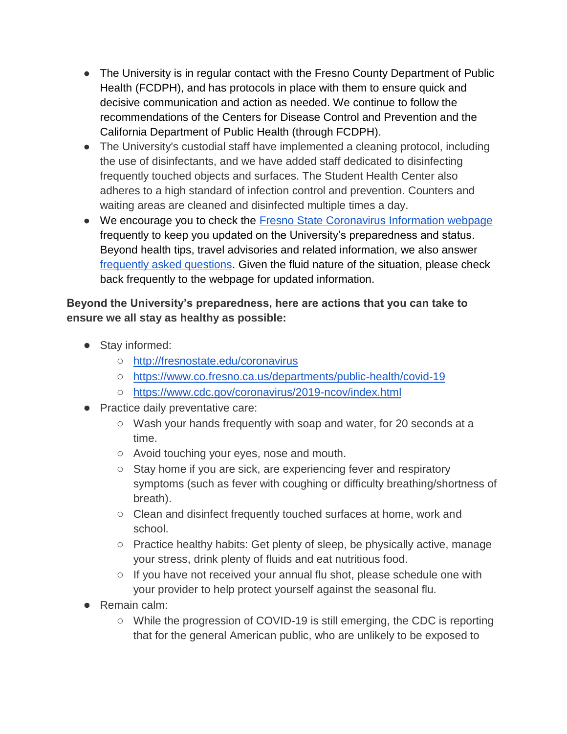- The University is in regular contact with the Fresno County Department of Public Health (FCDPH), and has protocols in place with them to ensure quick and decisive communication and action as needed. We continue to follow the recommendations of the Centers for Disease Control and Prevention and the California Department of Public Health (through FCDPH).
- The University's custodial staff have implemented a cleaning protocol, including the use of disinfectants, and we have added staff dedicated to disinfecting frequently touched objects and surfaces. The Student Health Center also adheres to a high standard of infection control and prevention. Counters and waiting areas are cleaned and disinfected multiple times a day.
- We encourage you to check the [Fresno State Coronavirus Information webpage](http://fresnostate.edu/coronavirus) frequently to keep you updated on the University's preparedness and status. Beyond health tips, travel advisories and related information, we also answer [frequently asked questions](). Given the fluid nature of the situation, please check back frequently to the webpage for updated information.

**Beyond the University's preparedness, here are actions that you can take to ensure we all stay as healthy as possible:**

- Stay informed:
  - [http://fresnostate.edu/coronavirus](http://fresnostate.edu/coronavirus)
  - [https://www.co.fresno.ca.us/departments/public-health/covid-19](https://www.co.fresno.ca.us/departments/public-health/covid-19)
  - [https://www.cdc.gov/coronavirus/2019-ncov/index.html](https://www.cdc.gov/coronavirus/2019-ncov/index.html)
- Practice daily preventative care:
  - Wash your hands frequently with soap and water, for 20 seconds at a time.
  - Avoid touching your eyes, nose and mouth.
  - Stay home if you are sick, are experiencing fever and respiratory symptoms (such as fever with coughing or difficulty breathing/shortness of breath).
  - Clean and disinfect frequently touched surfaces at home, work and school.
  - Practice healthy habits: Get plenty of sleep, be physically active, manage your stress, drink plenty of fluids and eat nutritious food.
  - If you have not received your annual flu shot, please schedule one with your provider to help protect yourself against the seasonal flu.
- Remain calm:
  - While the progression of COVID-19 is still emerging, the CDC is reporting that for the general American public, who are unlikely to be exposed to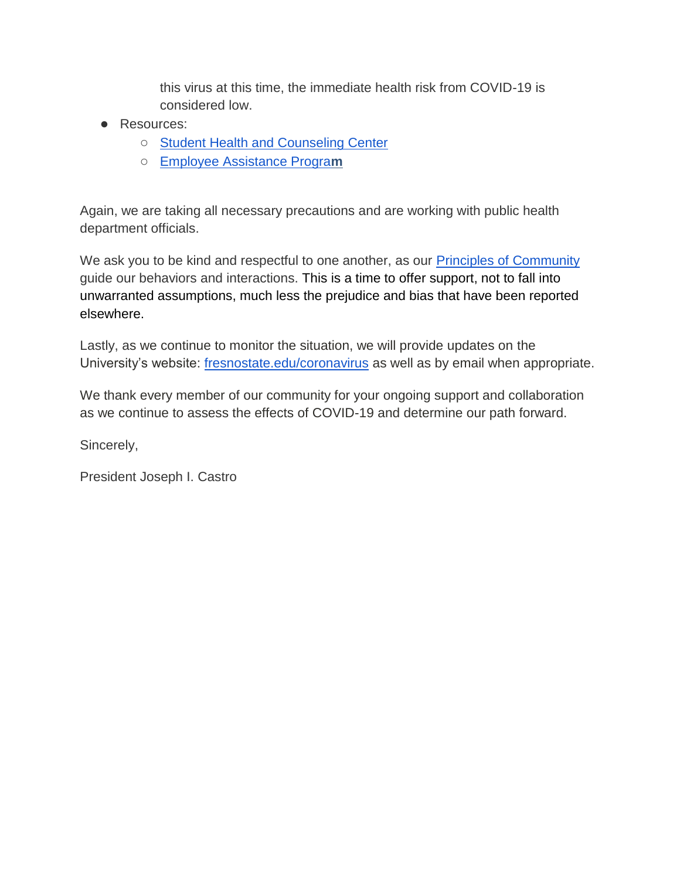this virus at this time, the immediate health risk from COVID-19 is considered low.

- Resources:
    - Student Health and Counseling Center
    - Employee Assistance Program

Again, we are taking all necessary precautions and are working with public health department officials.

We ask you to be kind and respectful to one another, as our Principles of Community guide our behaviors and interactions. This is a time to offer support, not to fall into unwarranted assumptions, much less the prejudice and bias that have been reported elsewhere.

Lastly, as we continue to monitor the situation, we will provide updates on the University's website: fresnostate.edu/coronavirus as well as by email when appropriate.

We thank every member of our community for your ongoing support and collaboration as we continue to assess the effects of COVID-19 and determine our path forward.

Sincerely,

President Joseph I. Castro